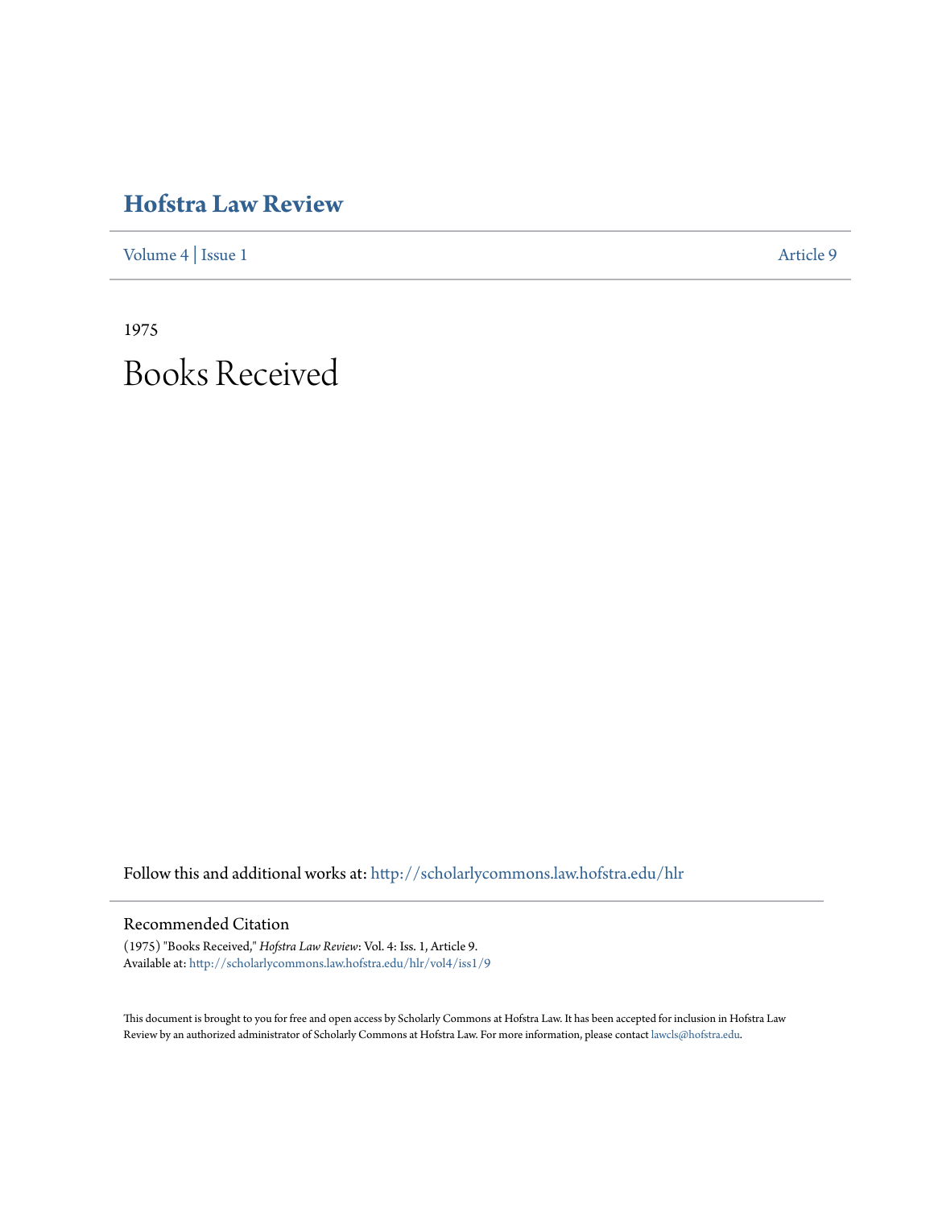# Hofstra Law Review

Volume 4 | Issue 1 Article 9

1975

# Books Received

Follow this and additional works at: http://scholarlycommons.law.hofstra.edu/hlr

## Recommended Citation

(1975) "Books Received," *Hofstra Law Review*: Vol. 4: Iss. 1, Article 9.
Available at: http://scholarlycommons.law.hofstra.edu/hlr/vol4/iss1/9

This document is brought to you for free and open access by Scholarly Commons at Hofstra Law. It has been accepted for inclusion in Hofstra Law Review by an authorized administrator of Scholarly Commons at Hofstra Law. For more information, please contact lawcls@hofstra.edu.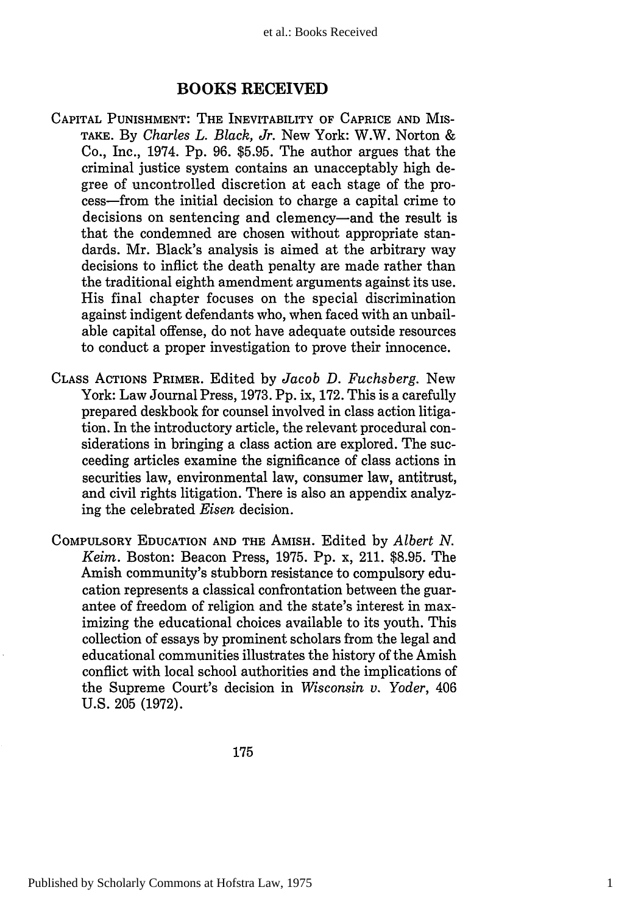## BOOKS RECEIVED

CAPITAL PUNISHMENT: THE INEVITABILITY OF CAPRICE AND MISTAKE. By *Charles L. Black, Jr.* New York: W.W. Norton & Co., Inc., 1974. Pp. 96. $5.95. The author argues that the criminal justice system contains an unacceptably high degree of uncontrolled discretion at each stage of the process—from the initial decision to charge a capital crime to decisions on sentencing and clemency—and the result is that the condemned are chosen without appropriate standards. Mr. Black's analysis is aimed at the arbitrary way decisions to inflict the death penalty are made rather than the traditional eighth amendment arguments against its use. His final chapter focuses on the special discrimination against indigent defendants who, when faced with an unbailable capital offense, do not have adequate outside resources to conduct a proper investigation to prove their innocence.

CLASS ACTIONS PRIMER. Edited by *Jacob D. Fuchsberg.* New York: Law Journal Press, 1973. Pp. ix, 172. This is a carefully prepared deskbook for counsel involved in class action litigation. In the introductory article, the relevant procedural considerations in bringing a class action are explored. The succeeding articles examine the significance of class actions in securities law, environmental law, consumer law, antitrust, and civil rights litigation. There is also an appendix analyzing the celebrated *Eisen* decision.

COMPULSORY EDUCATION AND THE AMISH. Edited by *Albert N. Keim.* Boston: Beacon Press, 1975. Pp. x, 211. $8.95. The Amish community's stubborn resistance to compulsory education represents a classical confrontation between the guarantee of freedom of religion and the state's interest in maximizing the educational choices available to its youth. This collection of essays by prominent scholars from the legal and educational communities illustrates the history of the Amish conflict with local school authorities and the implications of the Supreme Court's decision in *Wisconsin v. Yoder*, 406 U.S. 205 (1972).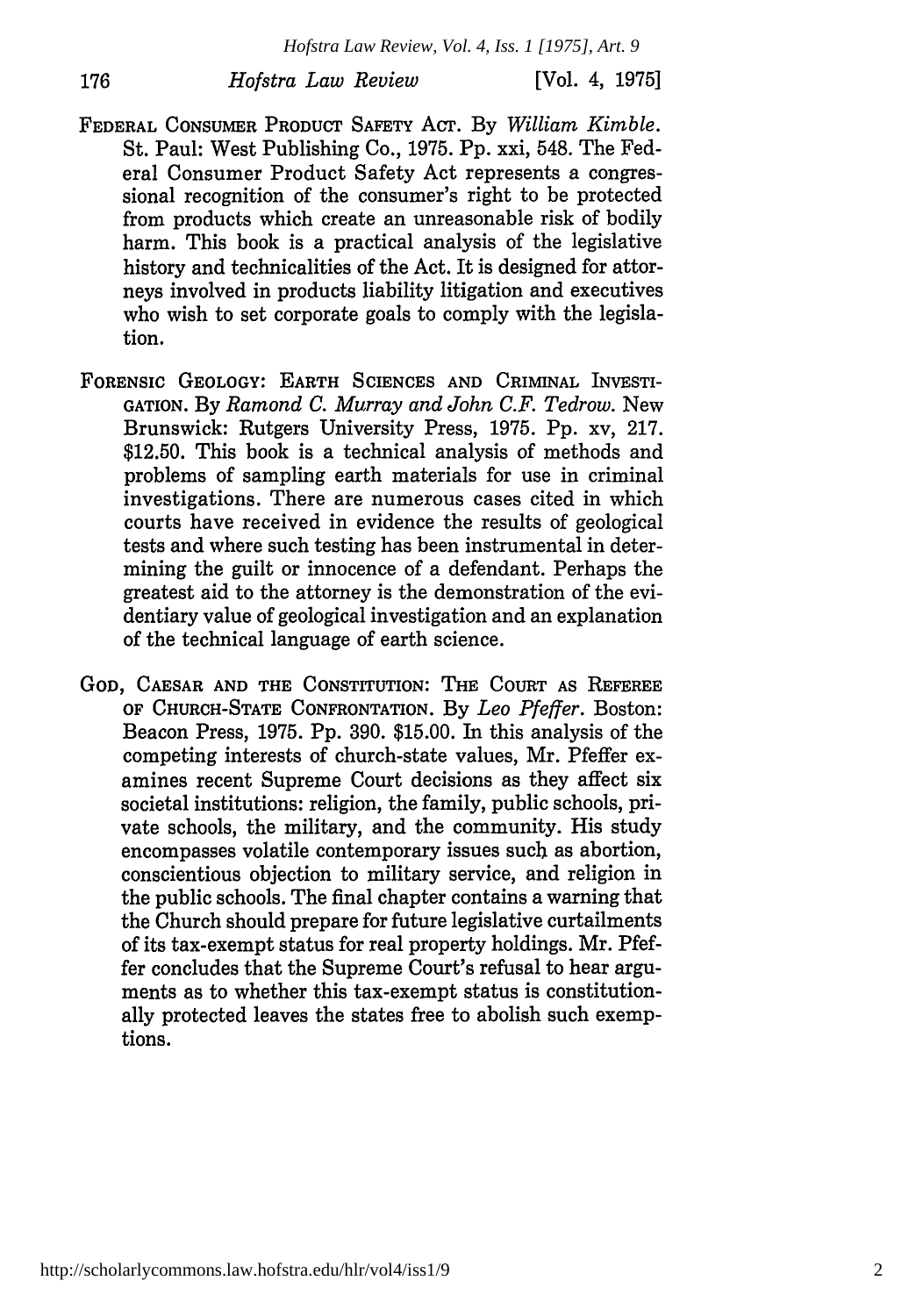FEDERAL CONSUMER PRODUCT SAFETY ACT. By *William Kimble*. St. Paul: West Publishing Co., 1975. Pp. xxi, 548. The Federal Consumer Product Safety Act represents a congressional recognition of the consumer's right to be protected from products which create an unreasonable risk of bodily harm. This book is a practical analysis of the legislative history and technicalities of the Act. It is designed for attorneys involved in products liability litigation and executives who wish to set corporate goals to comply with the legislation.

FORENSIC GEOLOGY: EARTH SCIENCES AND CRIMINAL INVESTIGATION. By *Ramond C. Murray and John C.F. Tedrow*. New Brunswick: Rutgers University Press, 1975. Pp. xv, 217. $12.50. This book is a technical analysis of methods and problems of sampling earth materials for use in criminal investigations. There are numerous cases cited in which courts have received in evidence the results of geological tests and where such testing has been instrumental in determining the guilt or innocence of a defendant. Perhaps the greatest aid to the attorney is the demonstration of the evidentiary value of geological investigation and an explanation of the technical language of earth science.

GOD, CAESAR AND THE CONSTITUTION: THE COURT AS REFEREE OF CHURCH-STATE CONFRONTATION. By *Leo Pfeffer*. Boston: Beacon Press, 1975. Pp. 390. $15.00. In this analysis of the competing interests of church-state values, Mr. Pfeffer examines recent Supreme Court decisions as they affect six societal institutions: religion, the family, public schools, private schools, the military, and the community. His study encompasses volatile contemporary issues such as abortion, conscientious objection to military service, and religion in the public schools. The final chapter contains a warning that the Church should prepare for future legislative curtailments of its tax-exempt status for real property holdings. Mr. Pfeffer concludes that the Supreme Court's refusal to hear arguments as to whether this tax-exempt status is constitutionally protected leaves the states free to abolish such exemptions.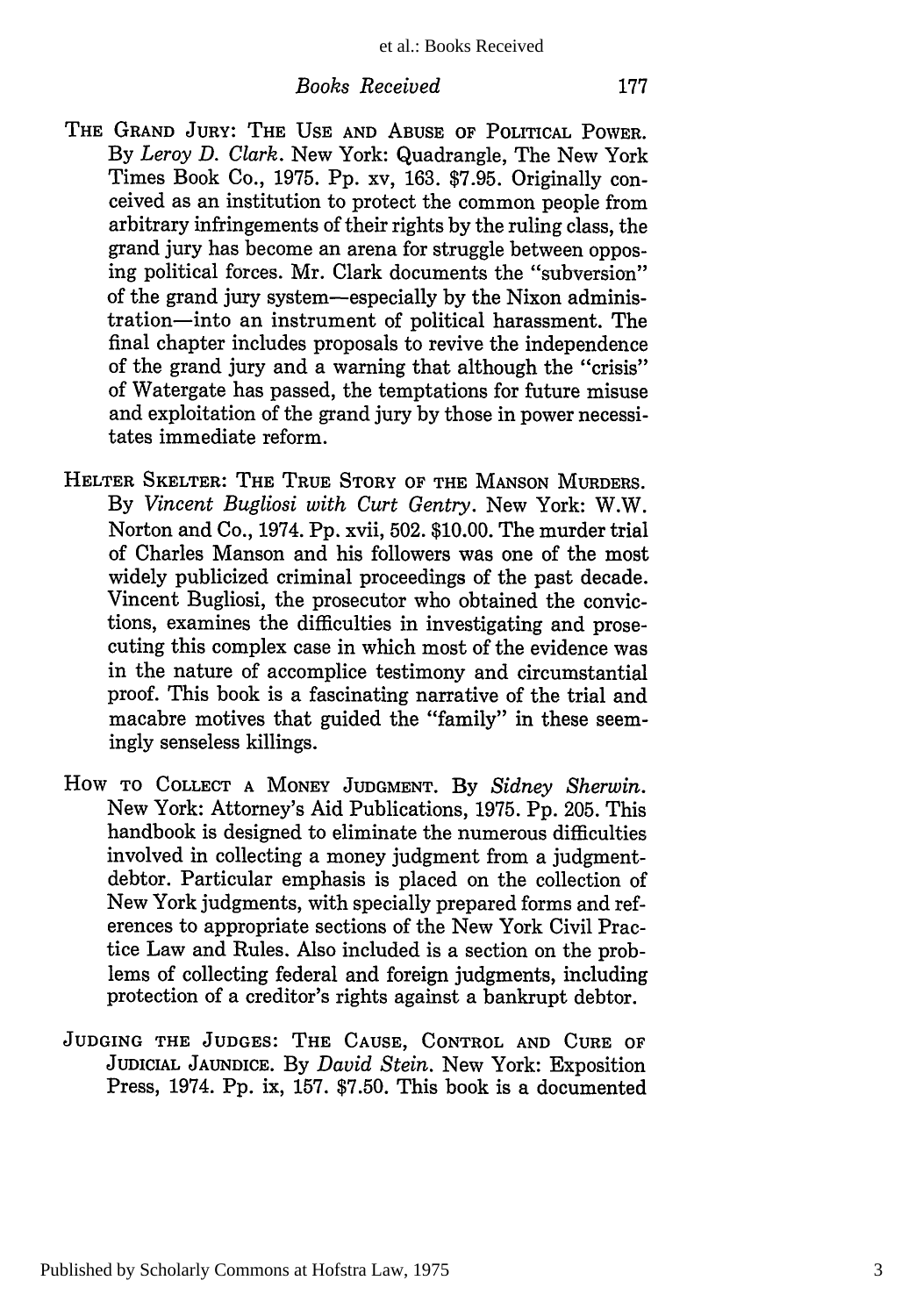THE GRAND JURY: THE USE AND ABUSE OF POLITICAL POWER. By *Leroy D. Clark*. New York: Quadrangle, The New York Times Book Co., 1975. Pp. xv, 163. $7.95. Originally conceived as an institution to protect the common people from arbitrary infringements of their rights by the ruling class, the grand jury has become an arena for struggle between opposing political forces. Mr. Clark documents the "subversion" of the grand jury system—especially by the Nixon administration—into an instrument of political harassment. The final chapter includes proposals to revive the independence of the grand jury and a warning that although the "crisis" of Watergate has passed, the temptations for future misuse and exploitation of the grand jury by those in power necessitates immediate reform.

HELTER SKELTER: THE TRUE STORY OF THE MANSON MURDERS. By *Vincent Bugliosi with Curt Gentry*. New York: W.W. Norton and Co., 1974. Pp. xvii, 502. $10.00. The murder trial of Charles Manson and his followers was one of the most widely publicized criminal proceedings of the past decade. Vincent Bugliosi, the prosecutor who obtained the convictions, examines the difficulties in investigating and prosecuting this complex case in which most of the evidence was in the nature of accomplice testimony and circumstantial proof. This book is a fascinating narrative of the trial and macabre motives that guided the "family" in these seemingly senseless killings.

HOW TO COLLECT A MONEY JUDGMENT. By *Sidney Sherwin*. New York: Attorney's Aid Publications, 1975. Pp. 205. This handbook is designed to eliminate the numerous difficulties involved in collecting a money judgment from a judgment-debtor. Particular emphasis is placed on the collection of New York judgments, with specially prepared forms and references to appropriate sections of the New York Civil Practice Law and Rules. Also included is a section on the problems of collecting federal and foreign judgments, including protection of a creditor's rights against a bankrupt debtor.

JUDGING THE JUDGES: THE CAUSE, CONTROL AND CURE OF JUDICIAL JAUNDICE. By *David Stein*. New York: Exposition Press, 1974. Pp. ix, 157. $7.50. This book is a documented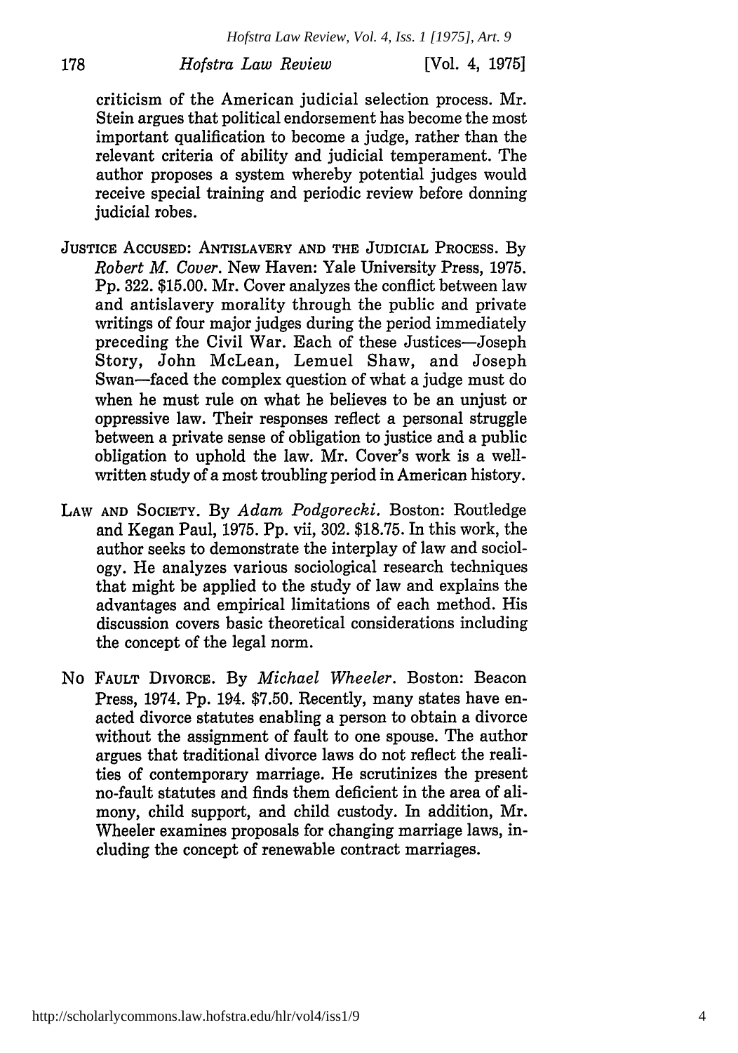criticism of the American judicial selection process. Mr. Stein argues that political endorsement has become the most important qualification to become a judge, rather than the relevant criteria of ability and judicial temperament. The author proposes a system whereby potential judges would receive special training and periodic review before donning judicial robes.

JUSTICE ACCUSED: ANTISLAVERY AND THE JUDICIAL PROCESS. By *Robert M. Cover.* New Haven: Yale University Press, 1975. Pp. 322. $15.00. Mr. Cover analyzes the conflict between law and antislavery morality through the public and private writings of four major judges during the period immediately preceding the Civil War. Each of these Justices—Joseph Story, John McLean, Lemuel Shaw, and Joseph Swan—faced the complex question of what a judge must do when he must rule on what he believes to be an unjust or oppressive law. Their responses reflect a personal struggle between a private sense of obligation to justice and a public obligation to uphold the law. Mr. Cover's work is a well-written study of a most troubling period in American history.

LAW AND SOCIETY. By *Adam Podgorecki.* Boston: Routledge and Kegan Paul, 1975. Pp. vii, 302. $18.75. In this work, the author seeks to demonstrate the interplay of law and sociology. He analyzes various sociological research techniques that might be applied to the study of law and explains the advantages and empirical limitations of each method. His discussion covers basic theoretical considerations including the concept of the legal norm.

NO FAULT DIVORCE. By *Michael Wheeler.* Boston: Beacon Press, 1974. Pp. 194. $7.50. Recently, many states have enacted divorce statutes enabling a person to obtain a divorce without the assignment of fault to one spouse. The author argues that traditional divorce laws do not reflect the realities of contemporary marriage. He scrutinizes the present no-fault statutes and finds them deficient in the area of alimony, child support, and child custody. In addition, Mr. Wheeler examines proposals for changing marriage laws, including the concept of renewable contract marriages.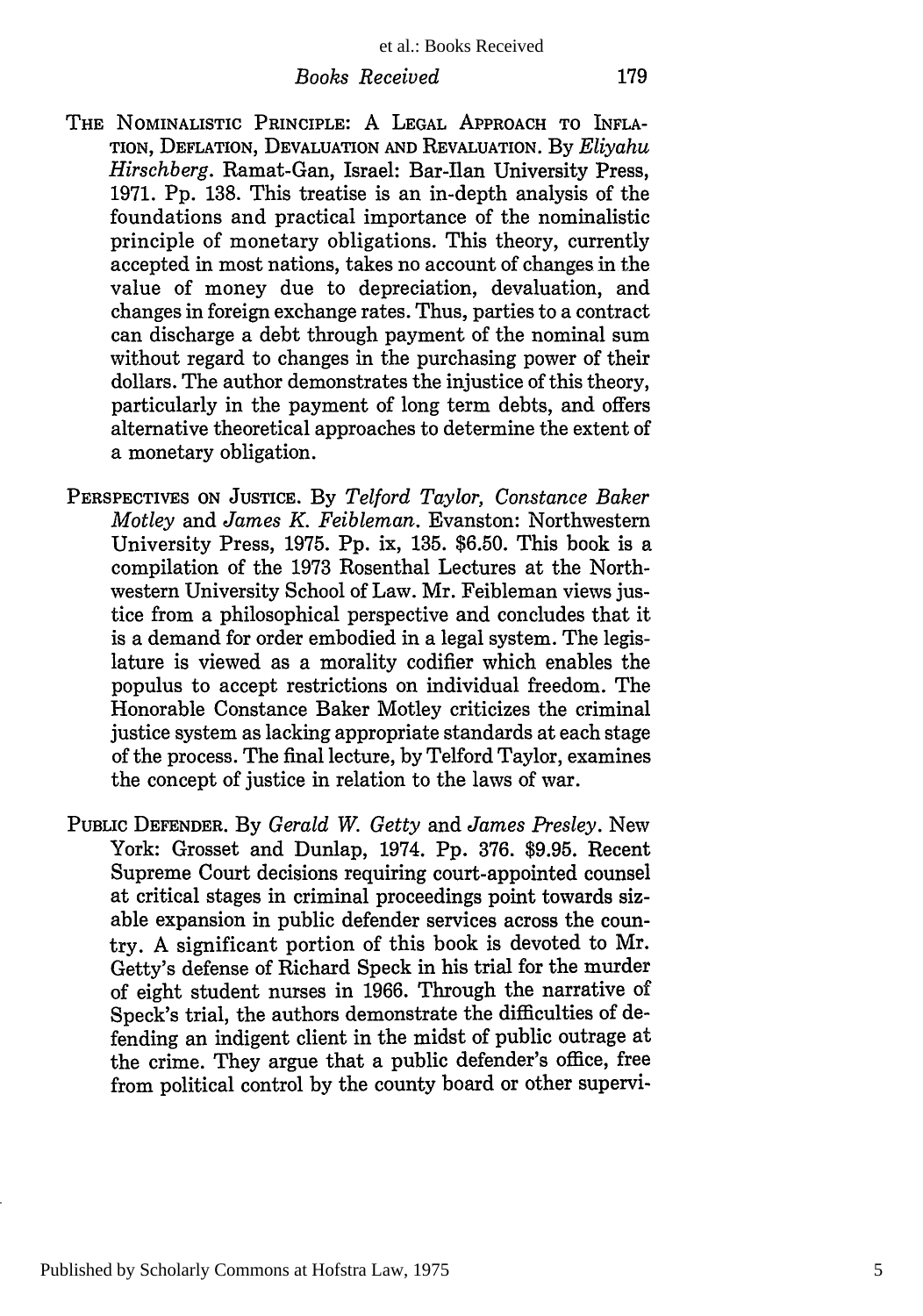THE NOMINALISTIC PRINCIPLE: A LEGAL APPROACH TO INFLATION, DEFLATION, DEVALUATION AND REVALUATION. By *Eliyahu Hirschberg*. Ramat-Gan, Israel: Bar-Ilan University Press, 1971. Pp. 138. This treatise is an in-depth analysis of the foundations and practical importance of the nominalistic principle of monetary obligations. This theory, currently accepted in most nations, takes no account of changes in the value of money due to depreciation, devaluation, and changes in foreign exchange rates. Thus, parties to a contract can discharge a debt through payment of the nominal sum without regard to changes in the purchasing power of their dollars. The author demonstrates the injustice of this theory, particularly in the payment of long term debts, and offers alternative theoretical approaches to determine the extent of a monetary obligation.

PERSPECTIVES ON JUSTICE. By *Telford Taylor, Constance Baker Motley* and *James K. Feibleman*. Evanston: Northwestern University Press, 1975. Pp. ix, 135. $6.50. This book is a compilation of the 1973 Rosenthal Lectures at the Northwestern University School of Law. Mr. Feibleman views justice from a philosophical perspective and concludes that it is a demand for order embodied in a legal system. The legislature is viewed as a morality codifier which enables the populus to accept restrictions on individual freedom. The Honorable Constance Baker Motley criticizes the criminal justice system as lacking appropriate standards at each stage of the process. The final lecture, by Telford Taylor, examines the concept of justice in relation to the laws of war.

PUBLIC DEFENDER. By *Gerald W. Getty* and *James Presley*. New York: Grosset and Dunlap, 1974. Pp. 376. $9.95. Recent Supreme Court decisions requiring court-appointed counsel at critical stages in criminal proceedings point towards sizable expansion in public defender services across the country. A significant portion of this book is devoted to Mr. Getty's defense of Richard Speck in his trial for the murder of eight student nurses in 1966. Through the narrative of Speck's trial, the authors demonstrate the difficulties of defending an indigent client in the midst of public outrage at the crime. They argue that a public defender's office, free from political control by the county board or other supervi-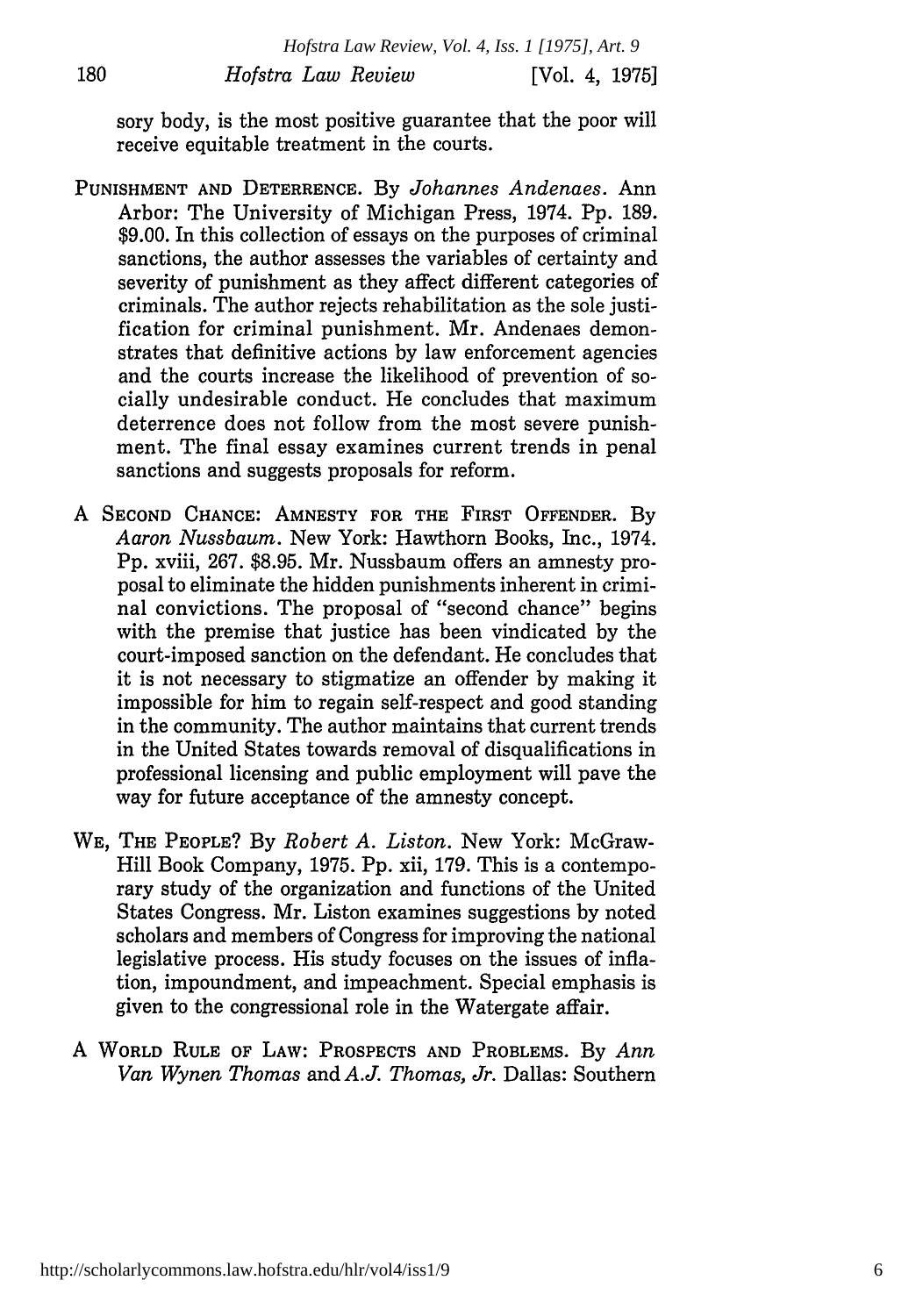sory body, is the most positive guarantee that the poor will receive equitable treatment in the courts.

PUNISHMENT AND DETERRENCE. By *Johannes Andenaes*. Ann Arbor: The University of Michigan Press, 1974. Pp. 189. $9.00. In this collection of essays on the purposes of criminal sanctions, the author assesses the variables of certainty and severity of punishment as they affect different categories of criminals. The author rejects rehabilitation as the sole justification for criminal punishment. Mr. Andenaes demonstrates that definitive actions by law enforcement agencies and the courts increase the likelihood of prevention of socially undesirable conduct. He concludes that maximum deterrence does not follow from the most severe punishment. The final essay examines current trends in penal sanctions and suggests proposals for reform.

A SECOND CHANCE: AMNESTY FOR THE FIRST OFFENDER. By *Aaron Nussbaum*. New York: Hawthorn Books, Inc., 1974. Pp. xviii, 267. $8.95. Mr. Nussbaum offers an amnesty proposal to eliminate the hidden punishments inherent in criminal convictions. The proposal of "second chance" begins with the premise that justice has been vindicated by the court-imposed sanction on the defendant. He concludes that it is not necessary to stigmatize an offender by making it impossible for him to regain self-respect and good standing in the community. The author maintains that current trends in the United States towards removal of disqualifications in professional licensing and public employment will pave the way for future acceptance of the amnesty concept.

WE, THE PEOPLE? By *Robert A. Liston*. New York: McGraw-Hill Book Company, 1975. Pp. xii, 179. This is a contemporary study of the organization and functions of the United States Congress. Mr. Liston examines suggestions by noted scholars and members of Congress for improving the national legislative process. His study focuses on the issues of inflation, impoundment, and impeachment. Special emphasis is given to the congressional role in the Watergate affair.

A WORLD RULE OF LAW: PROSPECTS AND PROBLEMS. By *Ann Van Wynen Thomas* and *A.J. Thomas, Jr.* Dallas: Southern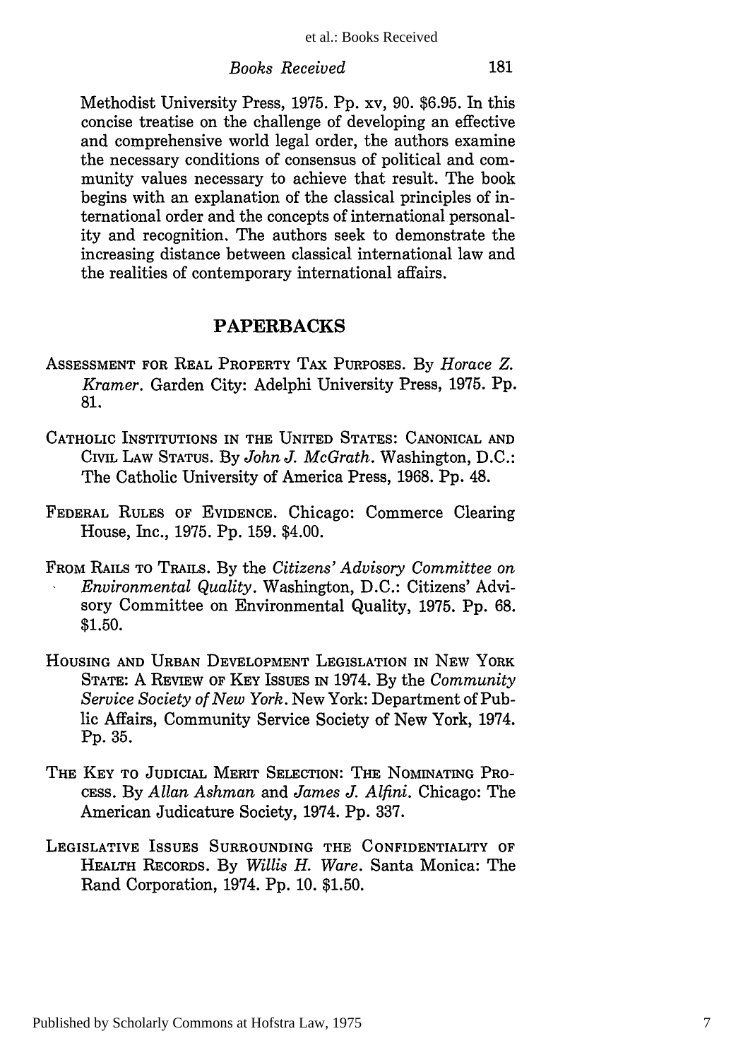Methodist University Press, 1975. Pp. xv, 90. $6.95. In this concise treatise on the challenge of developing an effective and comprehensive world legal order, the authors examine the necessary conditions of consensus of political and community values necessary to achieve that result. The book begins with an explanation of the classical principles of international order and the concepts of international personality and recognition. The authors seek to demonstrate the increasing distance between classical international law and the realities of contemporary international affairs.

## PAPERBACKS

ASSESSMENT FOR REAL PROPERTY TAX PURPOSES. By *Horace Z. Kramer*. Garden City: Adelphi University Press, 1975. Pp. 81.

CATHOLIC INSTITUTIONS IN THE UNITED STATES: CANONICAL AND CIVIL LAW STATUS. By *John J. McGrath*. Washington, D.C.: The Catholic University of America Press, 1968. Pp. 48.

FEDERAL RULES OF EVIDENCE. Chicago: Commerce Clearing House, Inc., 1975. Pp. 159. $4.00.

FROM RAILS TO TRAILS. By the *Citizens' Advisory Committee on Environmental Quality*. Washington, D.C.: Citizens' Advisory Committee on Environmental Quality, 1975. Pp. 68. $1.50.

HOUSING AND URBAN DEVELOPMENT LEGISLATION IN NEW YORK STATE: A REVIEW OF KEY ISSUES IN 1974. By the *Community Service Society of New York*. New York: Department of Public Affairs, Community Service Society of New York, 1974. Pp. 35.

THE KEY TO JUDICIAL MERIT SELECTION: THE NOMINATING PROCESS. By *Allan Ashman* and *James J. Alfini*. Chicago: The American Judicature Society, 1974. Pp. 337.

LEGISLATIVE ISSUES SURROUNDING THE CONFIDENTIALITY OF HEALTH RECORDS. By *Willis H. Ware*. Santa Monica: The Rand Corporation, 1974. Pp. 10. $1.50.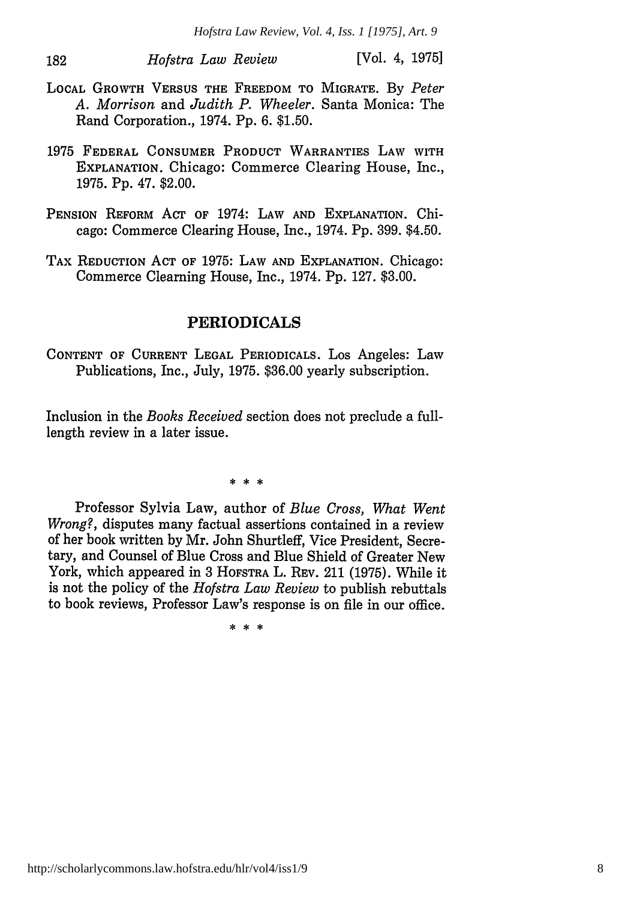LOCAL GROWTH VERSUS THE FREEDOM TO MIGRATE. By *Peter A. Morrison* and *Judith P. Wheeler*. Santa Monica: The Rand Corporation., 1974. Pp. 6. $1.50.

1975 FEDERAL CONSUMER PRODUCT WARRANTIES LAW WITH EXPLANATION. Chicago: Commerce Clearing House, Inc., 1975. Pp. 47. $2.00.

PENSION REFORM ACT OF 1974: LAW AND EXPLANATION. Chicago: Commerce Clearing House, Inc., 1974. Pp. 399. $4.50.

TAX REDUCTION ACT OF 1975: LAW AND EXPLANATION. Chicago: Commerce Clearning House, Inc., 1974. Pp. 127. $3.00.

## PERIODICALS

CONTENT OF CURRENT LEGAL PERIODICALS. Los Angeles: Law Publications, Inc., July, 1975. $36.00 yearly subscription.

Inclusion in the *Books Received* section does not preclude a full-length review in a later issue.

\* \* \*

Professor Sylvia Law, author of *Blue Cross, What Went Wrong?*, disputes many factual assertions contained in a review of her book written by Mr. John Shurtleff, Vice President, Secretary, and Counsel of Blue Cross and Blue Shield of Greater New York, which appeared in 3 HOFSTRA L. REV. 211 (1975). While it is not the policy of the *Hofstra Law Review* to publish rebuttals to book reviews, Professor Law's response is on file in our office.

\* \* \*